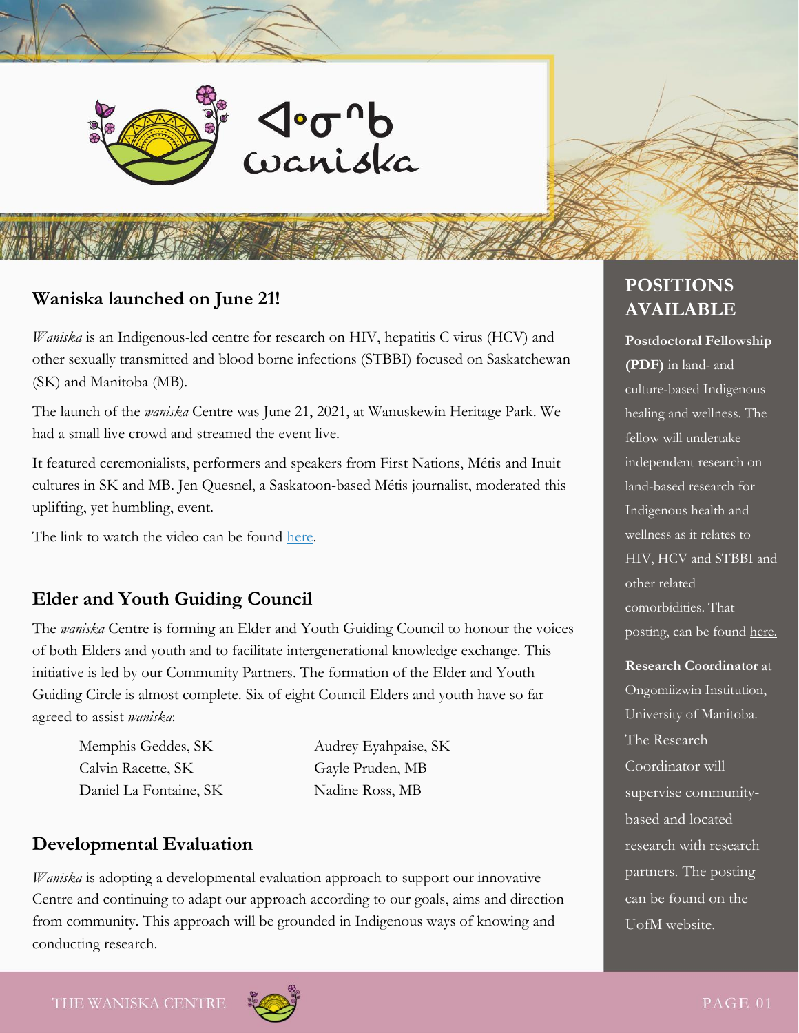# ᐊᐧᓂᐢᑲ waniska

## Waniska launched on June 21!

*Waniska* is an Indigenous-led centre for research on HIV, hepatitis C virus (HCV) and other sexually transmitted and blood borne infections (STBBI) focused on Saskatchewan (SK) and Manitoba (MB).

The launch of the *waniska* Centre was June 21, 2021, at Wanuskewin Heritage Park. We had a small live crowd and streamed the event live.

It featured ceremonialists, performers and speakers from First Nations, Métis and Inuit cultures in SK and MB. Jen Quesnel, a Saskatoon-based Métis journalist, moderated this uplifting, yet humbling, event.

The link to watch the video can be found here.

## Elder and Youth Guiding Council

The *waniska* Centre is forming an Elder and Youth Guiding Council to honour the voices of both Elders and youth and to facilitate intergenerational knowledge exchange. This initiative is led by our Community Partners. The formation of the Elder and Youth Guiding Circle is almost complete. Six of eight Council Elders and youth have so far agreed to assist *waniska*:

- Memphis Geddes, SK
- Calvin Racette, SK
- Daniel La Fontaine, SK
- Audrey Eyahpaise, SK
- Gayle Pruden, MB
- Nadine Ross, MB

## Developmental Evaluation

*Waniska* is adopting a developmental evaluation approach to support our innovative Centre and continuing to adapt our approach according to our goals, aims and direction from community. This approach will be grounded in Indigenous ways of knowing and conducting research.

## POSITIONS AVAILABLE

**Postdoctoral Fellowship (PDF)** in land- and culture-based Indigenous healing and wellness. The fellow will undertake independent research on land-based research for Indigenous health and wellness as it relates to HIV, HCV and STBBI and other related comorbidities. That posting, can be found here.

**Research Coordinator** at Ongomiizwin Institution, University of Manitoba. The Research Coordinator will supervise community-based and located research with research partners. The posting can be found on the UofM website.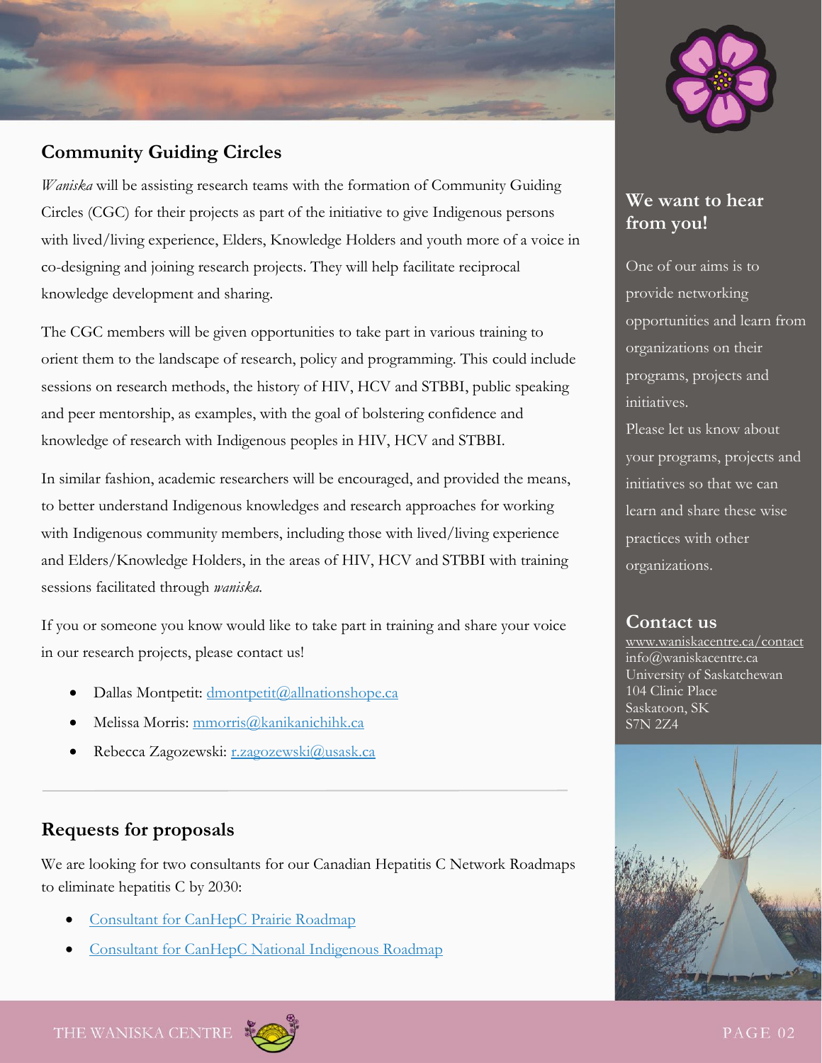## Community Guiding Circles

*Waniska* will be assisting research teams with the formation of Community Guiding Circles (CGC) for their projects as part of the initiative to give Indigenous persons with lived/living experience, Elders, Knowledge Holders and youth more of a voice in co-designing and joining research projects. They will help facilitate reciprocal knowledge development and sharing.

The CGC members will be given opportunities to take part in various training to orient them to the landscape of research, policy and programming. This could include sessions on research methods, the history of HIV, HCV and STBBI, public speaking and peer mentorship, as examples, with the goal of bolstering confidence and knowledge of research with Indigenous peoples in HIV, HCV and STBBI.

In similar fashion, academic researchers will be encouraged, and provided the means, to better understand Indigenous knowledges and research approaches for working with Indigenous community members, including those with lived/living experience and Elders/Knowledge Holders, in the areas of HIV, HCV and STBBI with training sessions facilitated through *waniska.*

If you or someone you know would like to take part in training and share your voice in our research projects, please contact us!

- Dallas Montpetit: dmontpetit@allnationshope.ca
- Melissa Morris: mmorris@kanikanichihk.ca
- Rebecca Zagozewski: r.zagozewski@usask.ca

---

## Requests for proposals

We are looking for two consultants for our Canadian Hepatitis C Network Roadmaps to eliminate hepatitis C by 2030:

- Consultant for CanHepC Prairie Roadmap
- Consultant for CanHepC National Indigenous Roadmap

## We want to hear from you!

One of our aims is to provide networking opportunities and learn from organizations on their programs, projects and initiatives.

Please let us know about your programs, projects and initiatives so that we can learn and share these wise practices with other organizations.

## Contact us

www.waniskacentre.ca/contact
info@waniskacentre.ca
University of Saskatchewan
104 Clinic Place
Saskatoon, SK
S7N 2Z4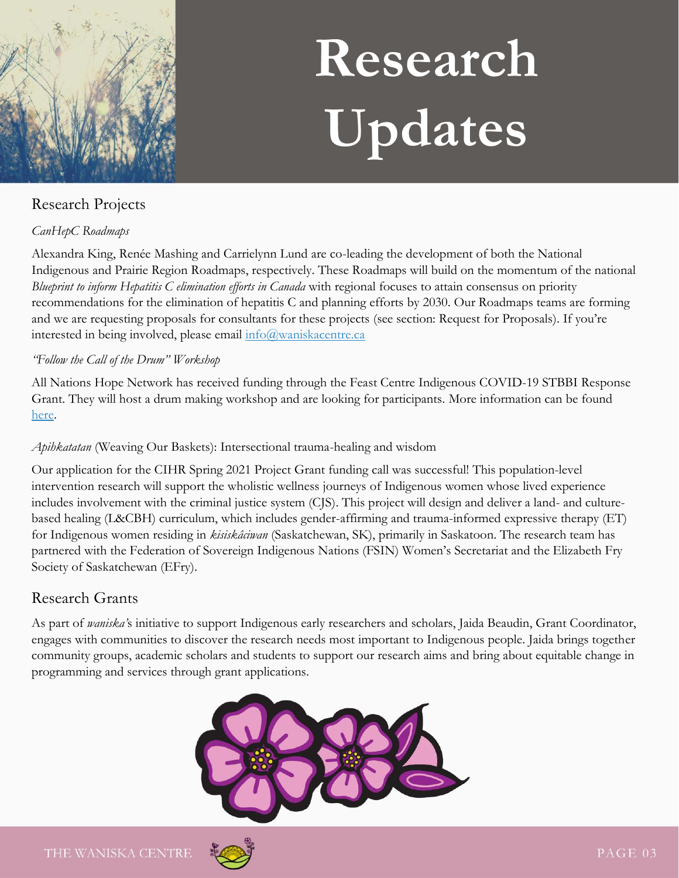# Research Updates

## Research Projects

*CanHepC Roadmaps*

Alexandra King, Renée Mashing and Carrielynn Lund are co-leading the development of both the National Indigenous and Prairie Region Roadmaps, respectively. These Roadmaps will build on the momentum of the national *Blueprint to inform Hepatitis C elimination efforts in Canada* with regional focuses to attain consensus on priority recommendations for the elimination of hepatitis C and planning efforts by 2030. Our Roadmaps teams are forming and we are requesting proposals for consultants for these projects (see section: Request for Proposals). If you're interested in being involved, please email info@waniskacentre.ca

*"Follow the Call of the Drum" Workshop*

All Nations Hope Network has received funding through the Feast Centre Indigenous COVID-19 STBBI Response Grant. They will host a drum making workshop and are looking for participants. More information can be found here.

*Apihkatatan* (Weaving Our Baskets): Intersectional trauma-healing and wisdom

Our application for the CIHR Spring 2021 Project Grant funding call was successful! This population-level intervention research will support the wholistic wellness journeys of Indigenous women whose lived experience includes involvement with the criminal justice system (CJS). This project will design and deliver a land- and culture-based healing (L&CBH) curriculum, which includes gender-affirming and trauma-informed expressive therapy (ET) for Indigenous women residing in *kisiskâciwan* (Saskatchewan, SK), primarily in Saskatoon. The research team has partnered with the Federation of Sovereign Indigenous Nations (FSIN) Women's Secretariat and the Elizabeth Fry Society of Saskatchewan (EFry).

## Research Grants

As part of *waniska*'s initiative to support Indigenous early researchers and scholars, Jaida Beaudin, Grant Coordinator, engages with communities to discover the research needs most important to Indigenous people. Jaida brings together community groups, academic scholars and students to support our research aims and bring about equitable change in programming and services through grant applications.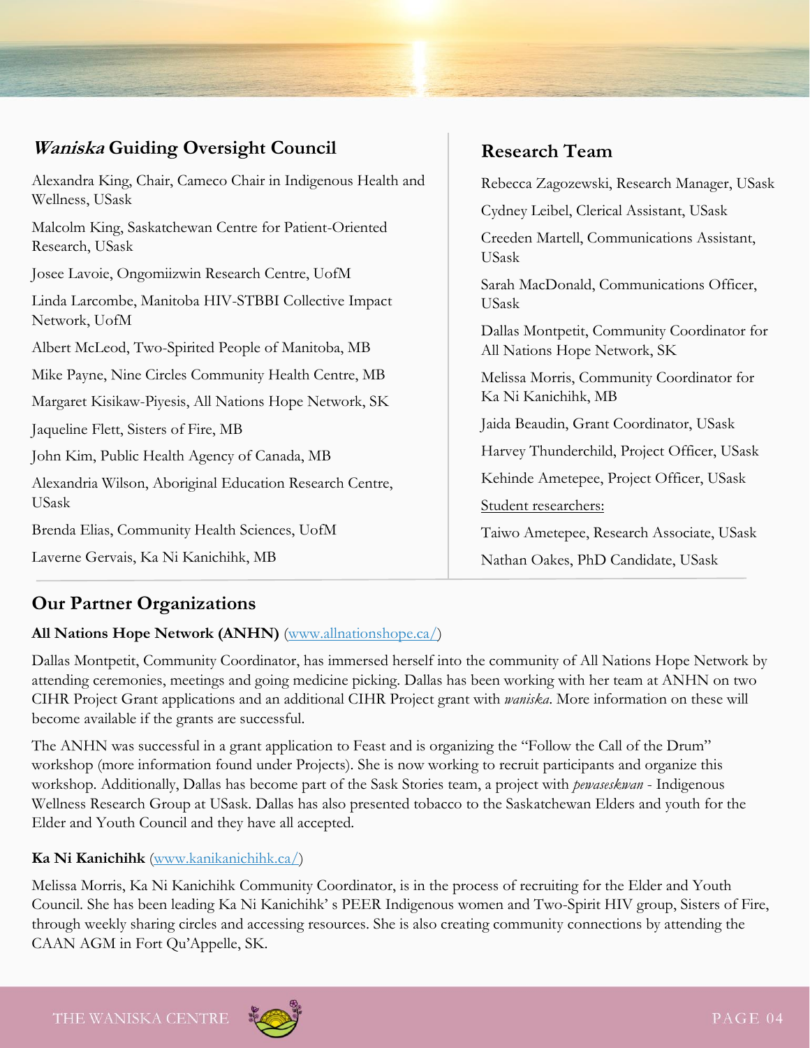## *Waniska* Guiding Oversight Council

Alexandra King, Chair, Cameco Chair in Indigenous Health and Wellness, USask

Malcolm King, Saskatchewan Centre for Patient-Oriented Research, USask

Josee Lavoie, Ongomiizwin Research Centre, UofM

Linda Larcombe, Manitoba HIV-STBBI Collective Impact Network, UofM

Albert McLeod, Two-Spirited People of Manitoba, MB

Mike Payne, Nine Circles Community Health Centre, MB

Margaret Kisikaw-Piyesis, All Nations Hope Network, SK

Jaqueline Flett, Sisters of Fire, MB

John Kim, Public Health Agency of Canada, MB

Alexandria Wilson, Aboriginal Education Research Centre, USask

Brenda Elias, Community Health Sciences, UofM

Laverne Gervais, Ka Ni Kanichihk, MB

## Research Team

Rebecca Zagozewski, Research Manager, USask

Cydney Leibel, Clerical Assistant, USask

Creeden Martell, Communications Assistant, USask

Sarah MacDonald, Communications Officer, USask

Dallas Montpetit, Community Coordinator for All Nations Hope Network, SK

Melissa Morris, Community Coordinator for Ka Ni Kanichihk, MB

Jaida Beaudin, Grant Coordinator, USask

Harvey Thunderchild, Project Officer, USask

Kehinde Ametepee, Project Officer, USask

Student researchers:

Taiwo Ametepee, Research Associate, USask

Nathan Oakes, PhD Candidate, USask

## Our Partner Organizations

**All Nations Hope Network (ANHN)** (www.allnationshope.ca/)

Dallas Montpetit, Community Coordinator, has immersed herself into the community of All Nations Hope Network by attending ceremonies, meetings and going medicine picking. Dallas has been working with her team at ANHN on two CIHR Project Grant applications and an additional CIHR Project grant with *waniska*. More information on these will become available if the grants are successful.

The ANHN was successful in a grant application to Feast and is organizing the "Follow the Call of the Drum" workshop (more information found under Projects). She is now working to recruit participants and organize this workshop. Additionally, Dallas has become part of the Sask Stories team, a project with *pewaseskwan* - Indigenous Wellness Research Group at USask. Dallas has also presented tobacco to the Saskatchewan Elders and youth for the Elder and Youth Council and they have all accepted.

**Ka Ni Kanichihk** (www.kanikanichihk.ca/)

Melissa Morris, Ka Ni Kanichihk Community Coordinator, is in the process of recruiting for the Elder and Youth Council. She has been leading Ka Ni Kanichihk' s PEER Indigenous women and Two-Spirit HIV group, Sisters of Fire, through weekly sharing circles and accessing resources. She is also creating community connections by attending the CAAN AGM in Fort Qu'Appelle, SK.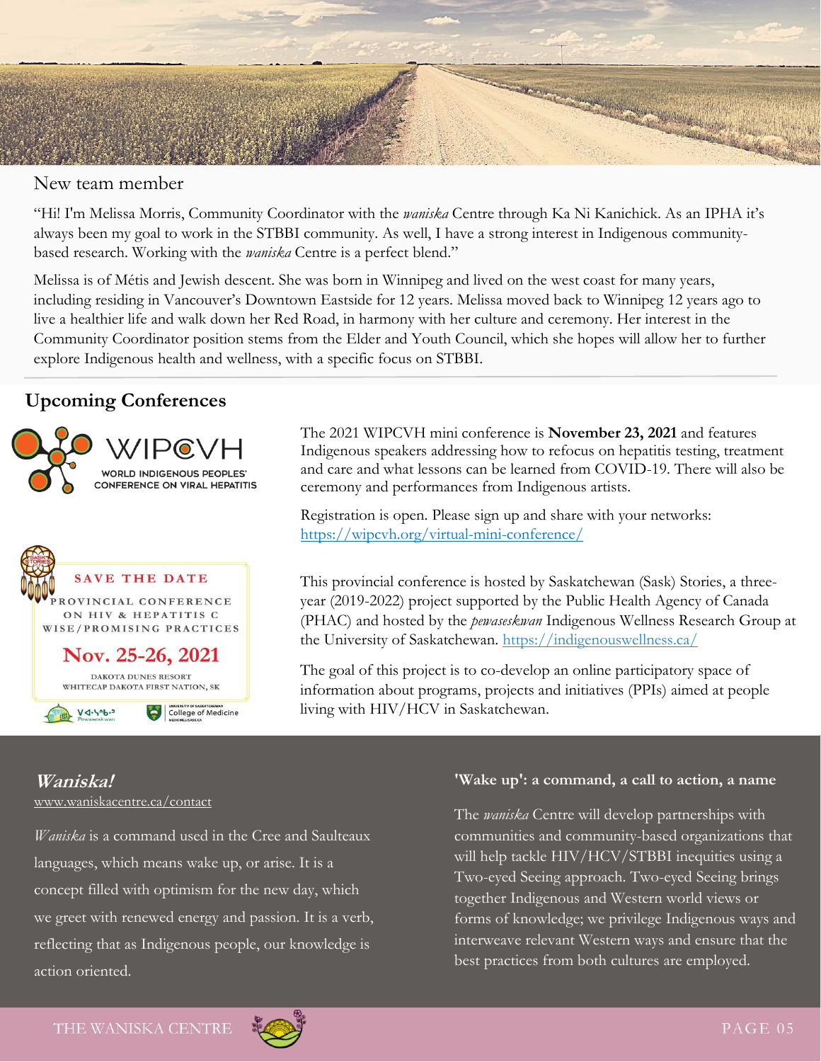## New team member

"Hi! I'm Melissa Morris, Community Coordinator with the *waniska* Centre through Ka Ni Kanichick. As an IPHA it's always been my goal to work in the STBBI community. As well, I have a strong interest in Indigenous community-based research. Working with the *waniska* Centre is a perfect blend."

Melissa is of Métis and Jewish descent. She was born in Winnipeg and lived on the west coast for many years, including residing in Vancouver's Downtown Eastside for 12 years. Melissa moved back to Winnipeg 12 years ago to live a healthier life and walk down her Red Road, in harmony with her culture and ceremony. Her interest in the Community Coordinator position stems from the Elder and Youth Council, which she hopes will allow her to further explore Indigenous health and wellness, with a specific focus on STBBI.

## Upcoming Conferences

WIPCVH
WORLD INDIGENOUS PEOPLES' CONFERENCE ON VIRAL HEPATITIS

The 2021 WIPCVH mini conference is **November 23, 2021** and features Indigenous speakers addressing how to refocus on hepatitis testing, treatment and care and what lessons can be learned from COVID-19. There will also be ceremony and performances from Indigenous artists.

Registration is open. Please sign up and share with your networks: https://wipcvh.org/virtual-mini-conference/

SAVE THE DATE
PROVINCIAL CONFERENCE ON HIV & HEPATITIS C WISE/PROMISING PRACTICES
Nov. 25-26, 2021
DAKOTA DUNES RESORT
WHITECAP DAKOTA FIRST NATION, SK

This provincial conference is hosted by Saskatchewan (Sask) Stories, a three-year (2019-2022) project supported by the Public Health Agency of Canada (PHAC) and hosted by the *pewaseskwan* Indigenous Wellness Research Group at the University of Saskatchewan. https://indigenouswellness.ca/

The goal of this project is to co-develop an online participatory space of information about programs, projects and initiatives (PPIs) aimed at people living with HIV/HCV in Saskatchewan.

### *Waniska!*

www.waniskacentre.ca/contact

*Waniska* is a command used in the Cree and Saulteaux languages, which means wake up, or arise. It is a concept filled with optimism for the new day, which we greet with renewed energy and passion. It is a verb, reflecting that as Indigenous people, our knowledge is action oriented.

### 'Wake up': a command, a call to action, a name

The *waniska* Centre will develop partnerships with communities and community-based organizations that will help tackle HIV/HCV/STBBI inequities using a Two-eyed Seeing approach. Two-eyed Seeing brings together Indigenous and Western world views or forms of knowledge; we privilege Indigenous ways and interweave relevant Western ways and ensure that the best practices from both cultures are employed.